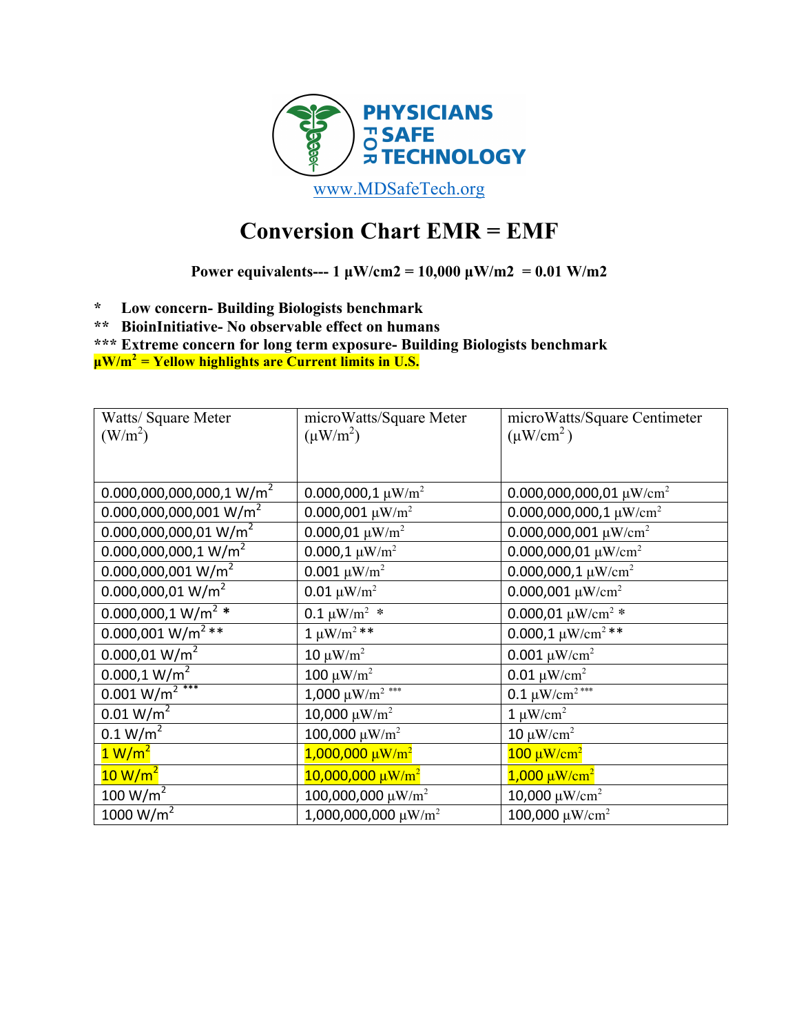PHYSICIANS FOR SAFE TECHNOLOGY

www.MDSafeTech.org

# Conversion Chart EMR = EMF

**Power equivalents--- 1 µW/cm2 = 10,000 µW/m2 = 0.01 W/m2**

**\* Low concern- Building Biologists benchmark**
**\*\* BioinInitiative- No observable effect on humans**
**\*\*\* Extreme concern for long term exposure- Building Biologists benchmark**
**µW/m² = Yellow highlights are Current limits in U.S.**

| Watts/ Square Meter ($W/m^2$) | microWatts/Square Meter ($\mu W/m^2$) | microWatts/Square Centimeter ($\mu W/cm^2$) |
|---|---|---|
| 0.000,000,000,000,1 $W/m^2$ | 0.000,000,1 $\mu W/m^2$ | 0.000,000,000,01 $\mu W/cm^2$ |
| 0.000,000,000,001 $W/m^2$ | 0.000,001 $\mu W/m^2$ | 0.000,000,000,1 $\mu W/cm^2$ |
| 0.000,000,000,01 $W/m^2$ | 0.000,01 $\mu W/m^2$ | 0.000,000,001 $\mu W/cm^2$ |
| 0.000,000,000,1 $W/m^2$ | 0.000,1 $\mu W/m^2$ | 0.000,000,01 $\mu W/cm^2$ |
| 0.000,000,001 $W/m^2$ | 0.001 $\mu W/m^2$ | 0.000,000,1 $\mu W/cm^2$ |
| 0.000,000,01 $W/m^2$ | 0.01 $\mu W/m^2$ | 0.000,001 $\mu W/cm^2$ |
| 0.000,000,1 $W/m^2$ * | 0.1 $\mu W/m^2$ * | 0.000,01 $\mu W/cm^2$ * |
| 0.000,001 $W/m^2$ ** | 1 $\mu W/m^2$ ** | 0.000,1 $\mu W/cm^2$ ** |
| 0.000,01 $W/m^2$ | 10 $\mu W/m^2$ | 0.001 $\mu W/cm^2$ |
| 0.000,1 $W/m^2$ | 100 $\mu W/m^2$ | 0.01 $\mu W/cm^2$ |
| 0.001 $W/m^2$ *** | 1,000 $\mu W/m^2$ *** | 0.1 $\mu W/cm^2$ *** |
| 0.01 $W/m^2$ | 10,000 $\mu W/m^2$ | 1 $\mu W/cm^2$ |
| 0.1 $W/m^2$ | 100,000 $\mu W/m^2$ | 10 $\mu W/cm^2$ |
| 1 $W/m^2$ | 1,000,000 $\mu W/m^2$ | 100 $\mu W/cm^2$ |
| 10 $W/m^2$ | 10,000,000 $\mu W/m^2$ | 1,000 $\mu W/cm^2$ |
| 100 $W/m^2$ | 100,000,000 $\mu W/m^2$ | 10,000 $\mu W/cm^2$ |
| 1000 $W/m^2$ | 1,000,000,000 $\mu W/m^2$ | 100,000 $\mu W/cm^2$ |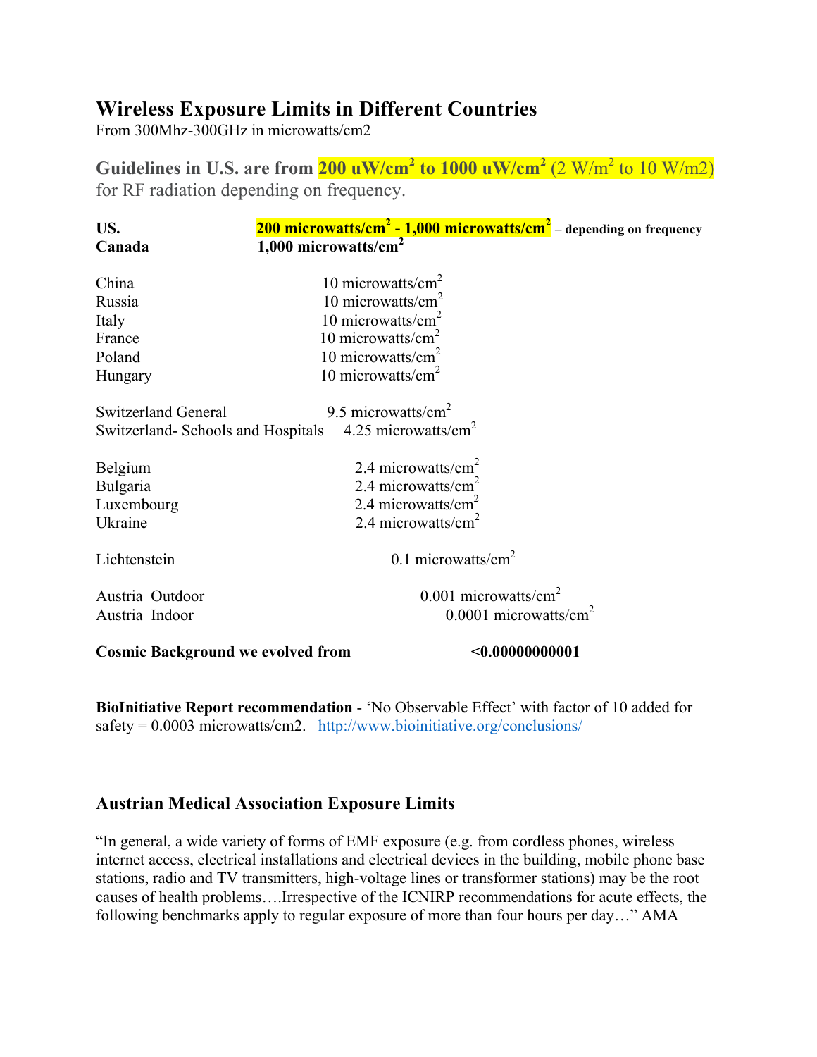## Wireless Exposure Limits in Different Countries

From 300Mhz-300GHz in microwatts/cm2

**Guidelines in U.S. are from 200 uW/cm$^2$ to 1000 uW/cm$^2$** (2 W/m$^2$ to 10 W/m2) for RF radiation depending on frequency.

| | |
|---|---|
| **US.** | **200 microwatts/cm$^2$ - 1,000 microwatts/cm$^2$ – depending on frequency** |
| **Canada** | **1,000 microwatts/cm$^2$** |
| China | 10 microwatts/cm$^2$ |
| Russia | 10 microwatts/cm$^2$ |
| Italy | 10 microwatts/cm$^2$ |
| France | 10 microwatts/cm$^2$ |
| Poland | 10 microwatts/cm$^2$ |
| Hungary | 10 microwatts/cm$^2$ |
| Switzerland General | 9.5 microwatts/cm$^2$ |
| Switzerland- Schools and Hospitals | 4.25 microwatts/cm$^2$ |
| Belgium | 2.4 microwatts/cm$^2$ |
| Bulgaria | 2.4 microwatts/cm$^2$ |
| Luxembourg | 2.4 microwatts/cm$^2$ |
| Ukraine | 2.4 microwatts/cm$^2$ |
| Lichtenstein | 0.1 microwatts/cm$^2$ |
| Austria Outdoor | 0.001 microwatts/cm$^2$ |
| Austria Indoor | 0.0001 microwatts/cm$^2$ |
| **Cosmic Background we evolved from** | **<0.00000000001** |

**BioInitiative Report recommendation** - 'No Observable Effect' with factor of 10 added for safety = 0.0003 microwatts/cm2. http://www.bioinitiative.org/conclusions/

### Austrian Medical Association Exposure Limits

"In general, a wide variety of forms of EMF exposure (e.g. from cordless phones, wireless internet access, electrical installations and electrical devices in the building, mobile phone base stations, radio and TV transmitters, high-voltage lines or transformer stations) may be the root causes of health problems….Irrespective of the ICNIRP recommendations for acute effects, the following benchmarks apply to regular exposure of more than four hours per day…" AMA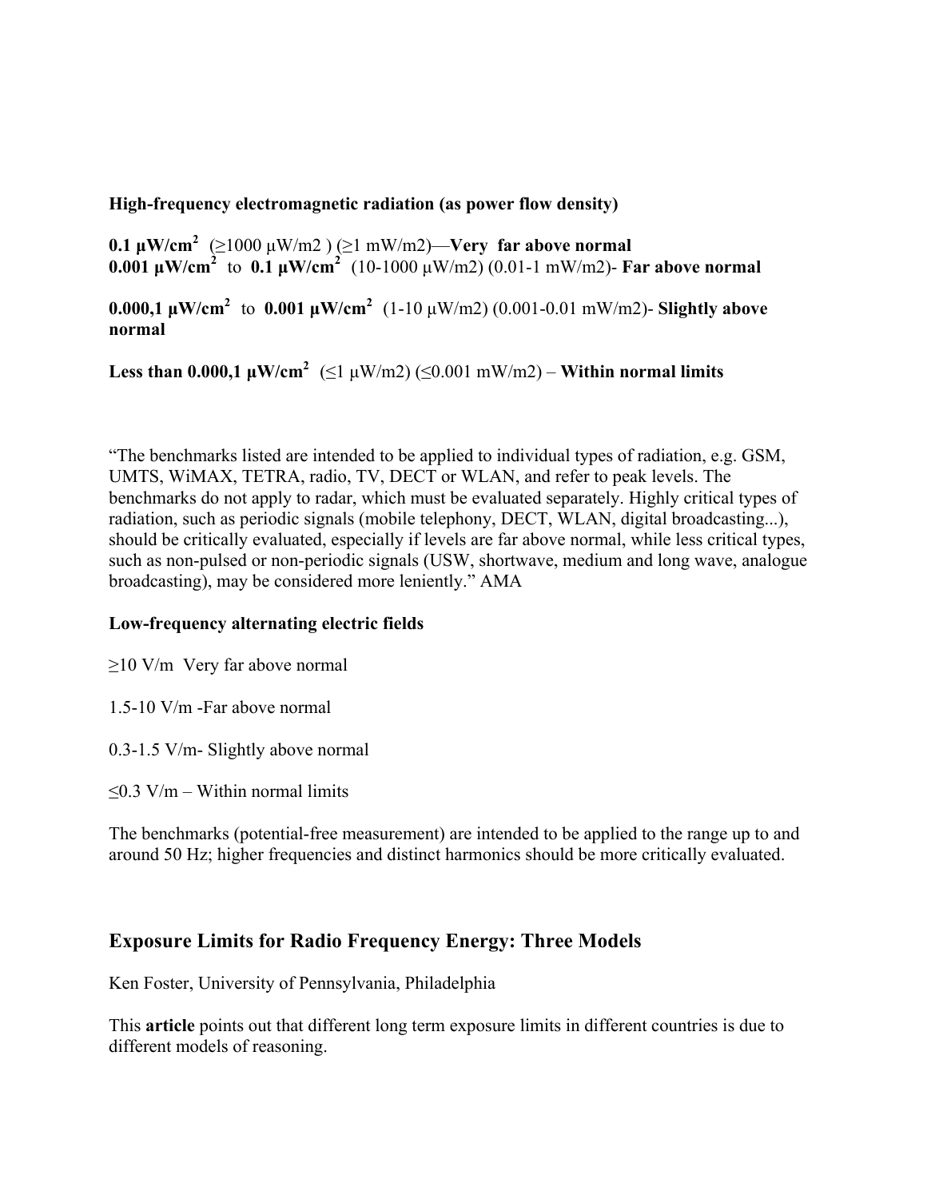**High-frequency electromagnetic radiation (as power flow density)**

**0.1 μW/cm$^2$** (≥1000 μW/m2 ) (≥1 mW/m2)—**Very far above normal**
**0.001 μW/cm$^2$** to **0.1 μW/cm$^2$** (10-1000 μW/m2) (0.01-1 mW/m2)- **Far above normal**

**0.000,1 μW/cm$^2$** to **0.001 μW/cm$^2$** (1-10 μW/m2) (0.001-0.01 mW/m2)- **Slightly above normal**

**Less than 0.000,1 μW/cm$^2$** (≤1 μW/m2) (≤0.001 mW/m2) – **Within normal limits**

"The benchmarks listed are intended to be applied to individual types of radiation, e.g. GSM, UMTS, WiMAX, TETRA, radio, TV, DECT or WLAN, and refer to peak levels. The benchmarks do not apply to radar, which must be evaluated separately. Highly critical types of radiation, such as periodic signals (mobile telephony, DECT, WLAN, digital broadcasting...), should be critically evaluated, especially if levels are far above normal, while less critical types, such as non-pulsed or non-periodic signals (USW, shortwave, medium and long wave, analogue broadcasting), may be considered more leniently." AMA

**Low-frequency alternating electric fields**

≥10 V/m Very far above normal

1.5-10 V/m -Far above normal

0.3-1.5 V/m- Slightly above normal

≤0.3 V/m – Within normal limits

The benchmarks (potential-free measurement) are intended to be applied to the range up to and around 50 Hz; higher frequencies and distinct harmonics should be more critically evaluated.

## Exposure Limits for Radio Frequency Energy: Three Models

Ken Foster, University of Pennsylvania, Philadelphia

This **article** points out that different long term exposure limits in different countries is due to different models of reasoning.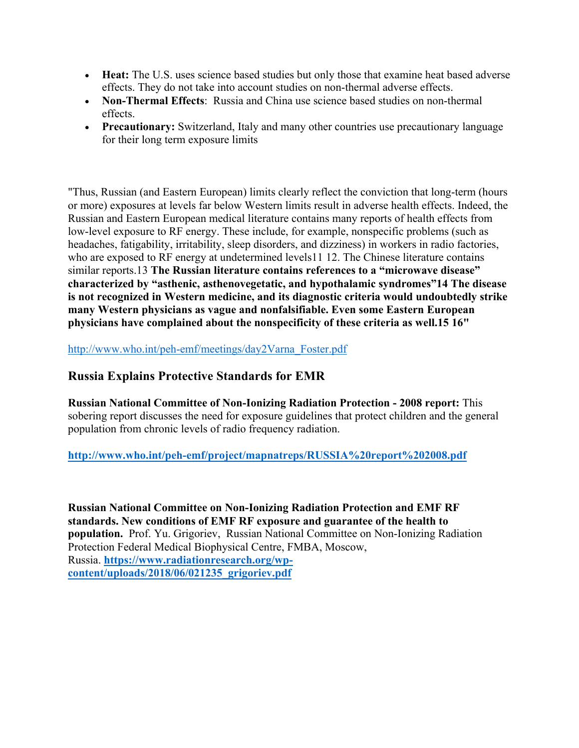- **Heat:** The U.S. uses science based studies but only those that examine heat based adverse effects. They do not take into account studies on non-thermal adverse effects.
- **Non-Thermal Effects**: Russia and China use science based studies on non-thermal effects.
- **Precautionary:** Switzerland, Italy and many other countries use precautionary language for their long term exposure limits

"Thus, Russian (and Eastern European) limits clearly reflect the conviction that long-term (hours or more) exposures at levels far below Western limits result in adverse health effects. Indeed, the Russian and Eastern European medical literature contains many reports of health effects from low-level exposure to RF energy. These include, for example, nonspecific problems (such as headaches, fatigability, irritability, sleep disorders, and dizziness) in workers in radio factories, who are exposed to RF energy at undetermined levels[11] [12]. The Chinese literature contains similar reports.[13] **The Russian literature contains references to a "microwave disease" characterized by "asthenic, asthenovegetatic, and hypothalamic syndromes"[14] The disease is not recognized in Western medicine, and its diagnostic criteria would undoubtedly strike many Western physicians as vague and nonfalsifiable. Even some Eastern European physicians have complained about the nonspecificity of these criteria as well.[15] [16]"**

http://www.who.int/peh-emf/meetings/day2Varna_Foster.pdf

## Russia Explains Protective Standards for EMR

**Russian National Committee of Non-Ionizing Radiation Protection - 2008 report:** This sobering report discusses the need for exposure guidelines that protect children and the general population from chronic levels of radio frequency radiation.

**http://www.who.int/peh-emf/project/mapnatreps/RUSSIA%20report%202008.pdf**

**Russian National Committee on Non-Ionizing Radiation Protection and EMF RF standards. New conditions of EMF RF exposure and guarantee of the health to population.** Prof. Yu. Grigoriev, Russian National Committee on Non-Ionizing Radiation Protection Federal Medical Biophysical Centre, FMBA, Moscow, Russia. **https://www.radiationresearch.org/wp-content/uploads/2018/06/021235_grigoriev.pdf**